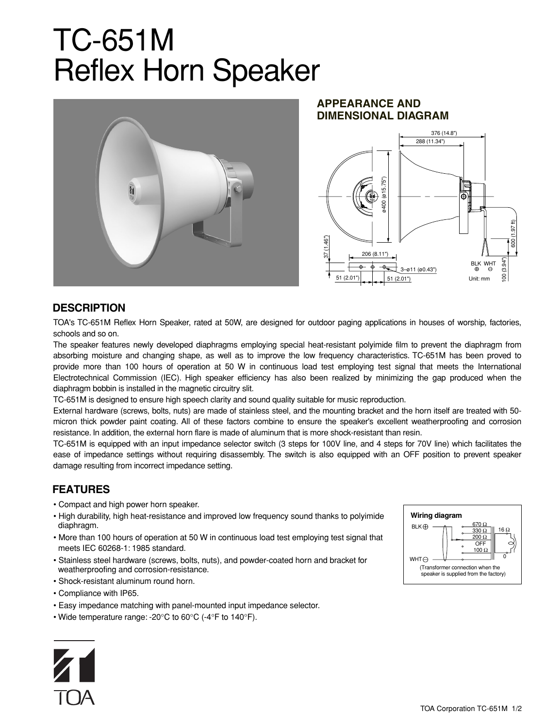# TC-651M
# Reflex Horn Speaker

## APPEARANCE AND DIMENSIONAL DIAGRAM

## DESCRIPTION

TOA's TC-651M Reflex Horn Speaker, rated at 50W, are designed for outdoor paging applications in houses of worship, factories, schools and so on.

The speaker features newly developed diaphragms employing special heat-resistant polyimide film to prevent the diaphragm from absorbing moisture and changing shape, as well as to improve the low frequency characteristics. TC-651M has been proved to provide more than 100 hours of operation at 50 W in continuous load test employing test signal that meets the International Electrotechnical Commission (IEC). High speaker efficiency has also been realized by minimizing the gap produced when the diaphragm bobbin is installed in the magnetic circuitry slit.

TC-651M is designed to ensure high speech clarity and sound quality suitable for music reproduction.

External hardware (screws, bolts, nuts) are made of stainless steel, and the mounting bracket and the horn itself are treated with 50-micron thick powder paint coating. All of these factors combine to ensure the speaker's excellent weatherproofing and corrosion resistance. In addition, the external horn flare is made of aluminum that is more shock-resistant than resin.

TC-651M is equipped with an input impedance selector switch (3 steps for 100V line, and 4 steps for 70V line) which facilitates the ease of impedance settings without requiring disassembly. The switch is also equipped with an OFF position to prevent speaker damage resulting from incorrect impedance setting.

## FEATURES

- Compact and high power horn speaker.
- High durability, high heat-resistance and improved low frequency sound thanks to polyimide diaphragm.
- More than 100 hours of operation at 50 W in continuous load test employing test signal that meets IEC 60268-1: 1985 standard.
- Stainless steel hardware (screws, bolts, nuts), and powder-coated horn and bracket for weatherproofing and corrosion-resistance.
- Shock-resistant aluminum round horn.
- Compliance with IP65.
- Easy impedance matching with panel-mounted input impedance selector.
- Wide temperature range: -20°C to 60°C (-4°F to 140°F).

**Wiring diagram**

(Transformer connection when the speaker is supplied from the factory)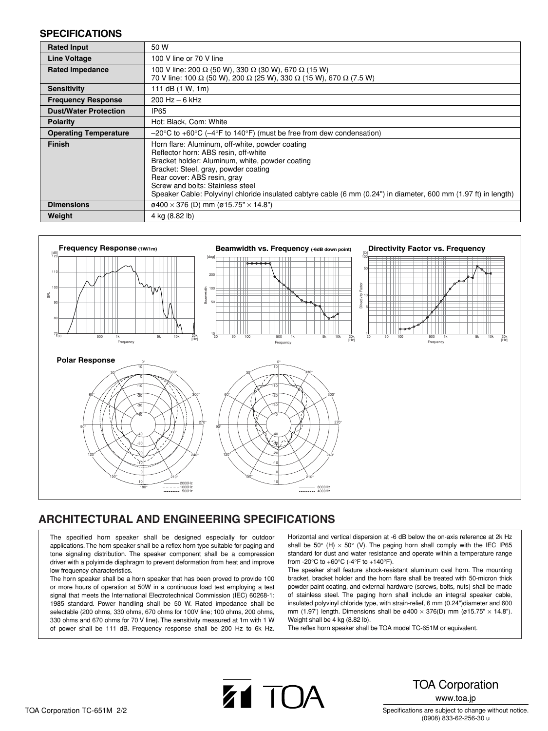## SPECIFICATIONS

| | |
|---|---|
| **Rated Input** | 50 W |
| **Line Voltage** | 100 V line or 70 V line |
| **Rated Impedance** | 100 V line: 200 Ω (50 W), 330 Ω (30 W), 670 Ω (15 W)<br>70 V line: 100 Ω (50 W), 200 Ω (25 W), 330 Ω (15 W), 670 Ω (7.5 W) |
| **Sensitivity** | 111 dB (1 W, 1m) |
| **Frequency Response** | 200 Hz – 6 kHz |
| **Dust/Water Protection** | IP65 |
| **Polarity** | Hot: Black, Com: White |
| **Operating Temperature** | –20°C to +60°C (–4°F to 140°F) (must be free from dew condensation) |
| **Finish** | Horn flare: Aluminum, off-white, powder coating<br>Reflector horn: ABS resin, off-white<br>Bracket holder: Aluminum, white, powder coating<br>Bracket: Steel, gray, powder coating<br>Rear cover: ABS resin, gray<br>Screw and bolts: Stainless steel<br>Speaker Cable: Polyvinyl chloride insulated cabtyre cable (6 mm (0.24") in diameter, 600 mm (1.97 ft) in length) |
| **Dimensions** | ø400 × 376 (D) mm (ø15.75" × 14.8") |
| **Weight** | 4 kg (8.82 lb) |

**Frequency Response** (1W/1m)

[dB] SPL, Frequency [Hz]

**Beamwidth vs. Frequency** (-6dB down point)

[deg] Beamwidth, Frequency [Hz]

**Directivity Factor vs. Frequency**

[Q] Directivity Factor, Frequency [Hz]

**Polar Response**

2000Hz
1000Hz
500Hz

8000Hz
4000Hz

## ARCHITECTURAL AND ENGINEERING SPECIFICATIONS

The specified horn speaker shall be designed especially for outdoor applications. The horn speaker shall be a reflex horn type suitable for paging and tone signaling distribution. The speaker component shall be a compression driver with a polyimide diaphragm to prevent deformation from heat and improve low frequency characteristics.

The horn speaker shall be a horn speaker that has been proved to provide 100 or more hours of operation at 50W in a continuous load test employing a test signal that meets the International Electrotechnical Commission (IEC) 60268-1: 1985 standard. Power handling shall be 50 W. Rated impedance shall be selectable (200 ohms, 330 ohms, 670 ohms for 100V line; 100 ohms, 200 ohms, 330 ohms and 670 ohms for 70 V line). The sensitivity measured at 1m with 1 W of power shall be 111 dB. Frequency response shall be 200 Hz to 6k Hz. Horizontal and vertical dispersion at -6 dB below the on-axis reference at 2k Hz shall be 50° (H) × 50° (V). The paging horn shall comply with the IEC IP65 standard for dust and water resistance and operate within a temperature range from -20°C to +60°C (-4°F to +140°F).

The speaker shall feature shock-resistant aluminum oval horn. The mounting bracket, bracket holder and the horn flare shall be treated with 50-micron thick powder paint coating, and external hardware (screws, bolts, nuts) shall be made of stainless steel. The paging horn shall include an integral speaker cable, insulated polyvinyl chloride type, with strain-relief, 6 mm (0.24")diameter and 600 mm (1.97') length. Dimensions shall be ø400 × 376(D) mm (ø15.75" × 14.8"). Weight shall be 4 kg (8.82 lb).

The reflex horn speaker shall be TOA model TC-651M or equivalent.

TOA Corporation
www.toa.jp

Specifications are subject to change without notice.
(0908) 833-62-256-30 u